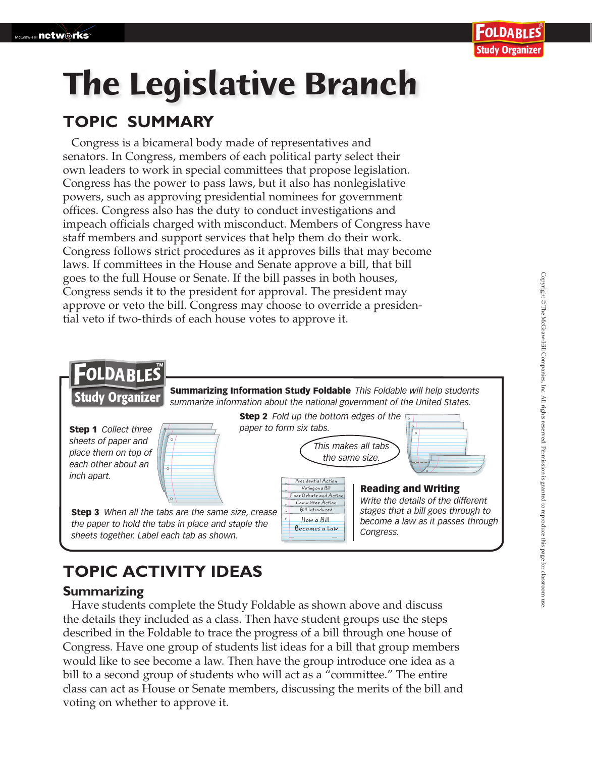# The Legislative Branch

## TOPIC SUMMARY

Congress is a bicameral body made of representatives and senators. In Congress, members of each political party select their own leaders to work in special committees that propose legislation. Congress has the power to pass laws, but it also has nonlegislative powers, such as approving presidential nominees for government offices. Congress also has the duty to conduct investigations and impeach officials charged with misconduct. Members of Congress have staff members and support services that help them do their work. Congress follows strict procedures as it approves bills that may become laws. If committees in the House and Senate approve a bill, that bill goes to the full House or Senate. If the bill passes in both houses, Congress sends it to the president for approval. The president may approve or veto the bill. Congress may choose to override a presidential veto if two-thirds of each house votes to approve it.

**FOLDABLES™ Study Organizer**

**Summarizing Information Study Foldable** *This Foldable will help students summarize information about the national government of the United States.*

**Step 1** *Collect three sheets of paper and place them on top of each other about an inch apart.*

**Step 2** *Fold up the bottom edges of the paper to form six tabs.*

*This makes all tabs the same size.*

**Step 3** *When all the tabs are the same size, crease the paper to hold the tabs in place and staple the sheets together. Label each tab as shown.*

- Presidential Action
- Voting on a Bill
- Floor Debate and Action
- Committee Action
- Bill Introduced
- How a Bill Becomes a Law

**Reading and Writing**
*Write the details of the different stages that a bill goes through to become a law as it passes through Congress.*

## TOPIC ACTIVITY IDEAS

### Summarizing

Have students complete the Study Foldable as shown above and discuss the details they included as a class. Then have student groups use the steps described in the Foldable to trace the progress of a bill through one house of Congress. Have one group of students list ideas for a bill that group members would like to see become a law. Then have the group introduce one idea as a bill to a second group of students who will act as a "committee." The entire class can act as House or Senate members, discussing the merits of the bill and voting on whether to approve it.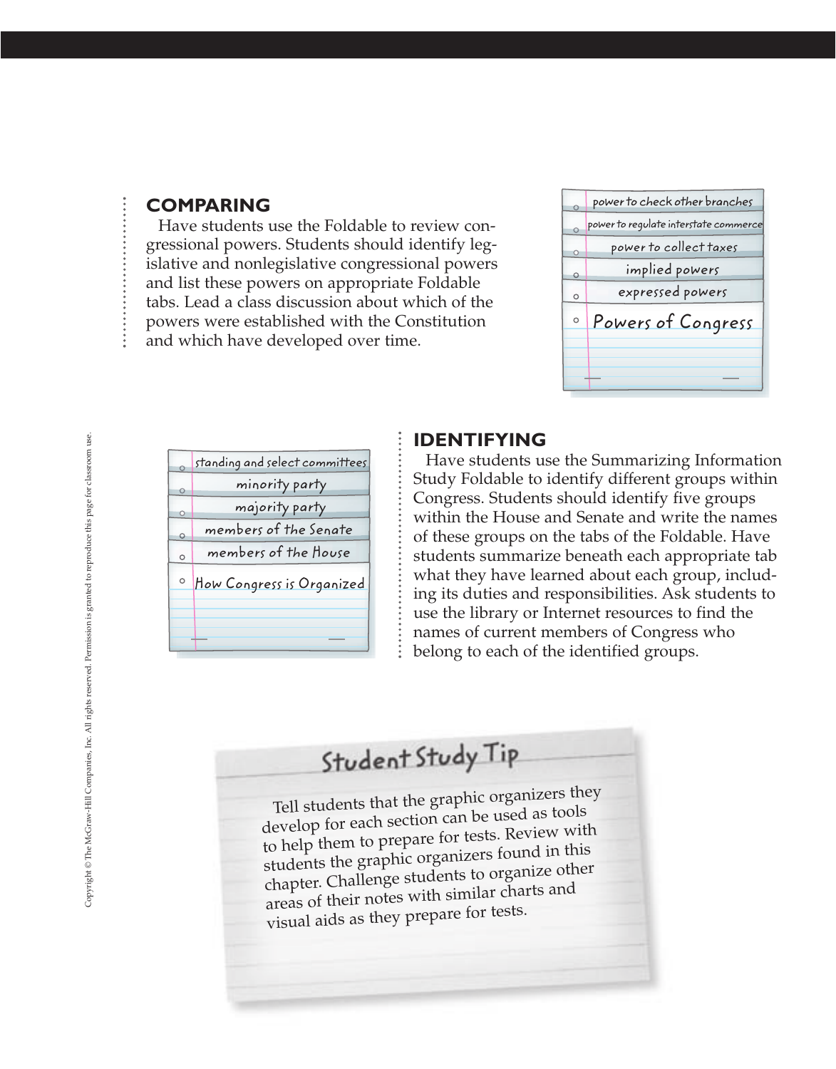## COMPARING

Have students use the Foldable to review congressional powers. Students should identify legislative and nonlegislative congressional powers and list these powers on appropriate Foldable tabs. Lead a class discussion about which of the powers were established with the Constitution and which have developed over time.

power to check other branches

power to regulate interstate commerce

power to collect taxes

implied powers

expressed powers

Powers of Congress

## IDENTIFYING

Have students use the Summarizing Information Study Foldable to identify different groups within Congress. Students should identify five groups within the House and Senate and write the names of these groups on the tabs of the Foldable. Have students summarize beneath each appropriate tab what they have learned about each group, including its duties and responsibilities. Ask students to use the library or Internet resources to find the names of current members of Congress who belong to each of the identified groups.

standing and select committees

minority party

majority party

members of the Senate

members of the House

How Congress is Organized

## Student Study Tip

Tell students that the graphic organizers they develop for each section can be used as tools to help them to prepare for tests. Review with students the graphic organizers found in this chapter. Challenge students to organize other areas of their notes with similar charts and visual aids as they prepare for tests.

Copyright © The McGraw-Hill Companies, Inc. All rights reserved. Permission is granted to reproduce this page for classroom use.